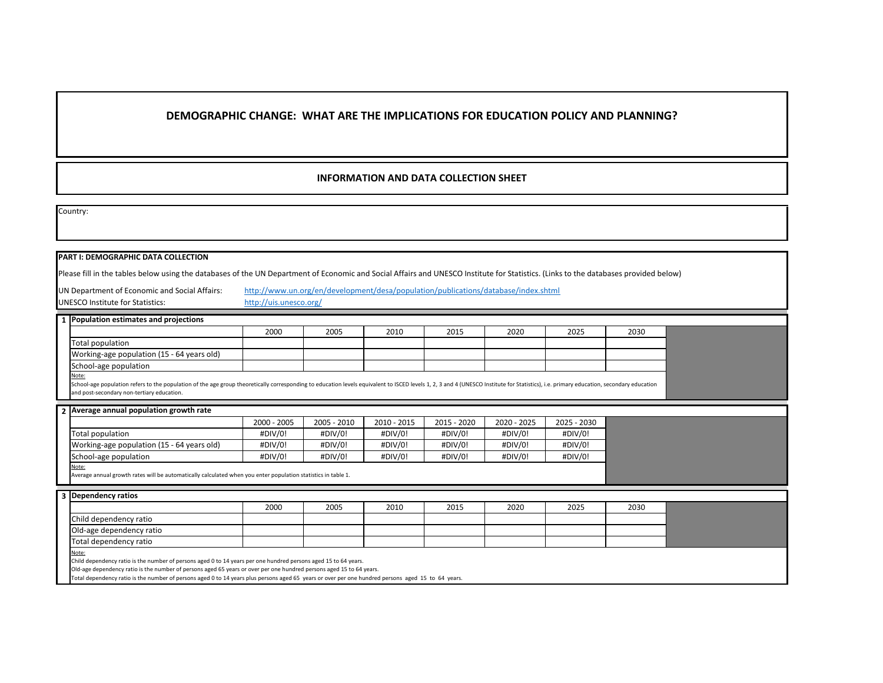# DEMOGRAPHIC CHANGE: WHAT ARE THE IMPLICATIONS FOR EDUCATION POLICY AND PLANNING?

## INFORMATION AND DATA COLLECTION SHEET

Country:

### PART I: DEMOGRAPHIC DATA COLLECTION

Please fill in the tables below using the databases of the UN Department of Economic and Social Affairs and UNESCO Institute for Statistics. (Links to the databases provided below)

UN Department of Economic and Social Affairs: http://www.un.org/en/development/desa/population/publications/database/index.shtml

UNESCO Institute for Statistics: http://uis.unesco.org/

**1 Population estimates and projections**

| | 2000 | 2005 | 2010 | 2015 | 2020 | 2025 | 2030 |
|---|---|---|---|---|---|---|---|
| Total population | | | | | | | |
| Working-age population (15 - 64 years old) | | | | | | | |
| School-age population | | | | | | | |

Note:
School-age population refers to the population of the age group theoretically corresponding to education levels equivalent to ISCED levels 1, 2, 3 and 4 (UNESCO Institute for Statistics), i.e. primary education, secondary education and post-secondary non-tertiary education.

**2 Average annual population growth rate**

| | 2000 - 2005 | 2005 - 2010 | 2010 - 2015 | 2015 - 2020 | 2020 - 2025 | 2025 - 2030 |
|---|---|---|---|---|---|---|
| Total population | #DIV/0! | #DIV/0! | #DIV/0! | #DIV/0! | #DIV/0! | #DIV/0! |
| Working-age population (15 - 64 years old) | #DIV/0! | #DIV/0! | #DIV/0! | #DIV/0! | #DIV/0! | #DIV/0! |
| School-age population | #DIV/0! | #DIV/0! | #DIV/0! | #DIV/0! | #DIV/0! | #DIV/0! |

Note:
Average annual growth rates will be automatically calculated when you enter population statistics in table 1.

**3 Dependency ratios**

| | 2000 | 2005 | 2010 | 2015 | 2020 | 2025 | 2030 |
|---|---|---|---|---|---|---|---|
| Child dependency ratio | | | | | | | |
| Old-age dependency ratio | | | | | | | |
| Total dependency ratio | | | | | | | |

Note:
Child dependency ratio is the number of persons aged 0 to 14 years per one hundred persons aged 15 to 64 years.
Old-age dependency ratio is the number of persons aged 65 years or over per one hundred persons aged 15 to 64 years.
Total dependency ratio is the number of persons aged 0 to 14 years plus persons aged 65 years or over per one hundred persons aged 15 to 64 years.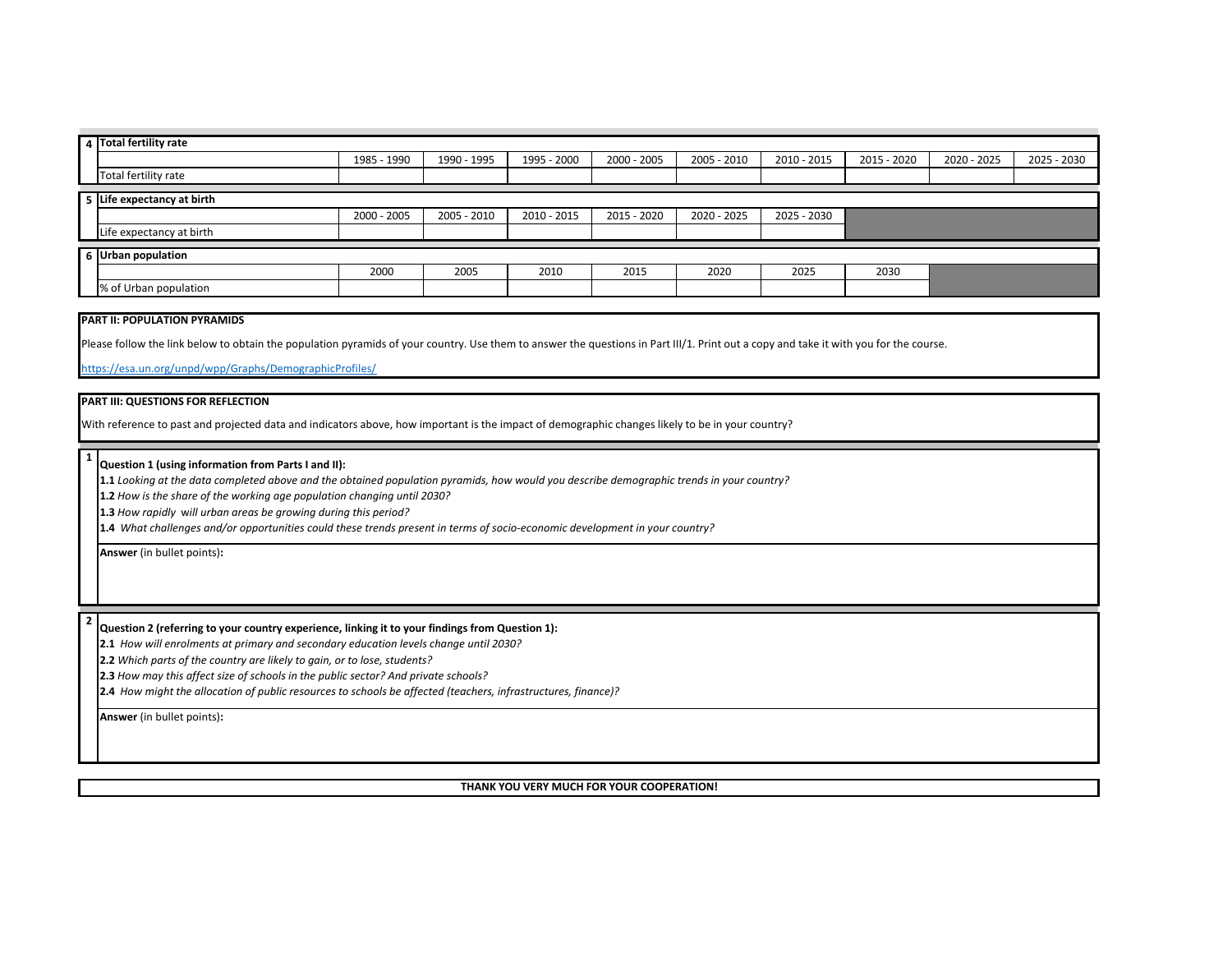**4 Total fertility rate**

| | 1985 - 1990 | 1990 - 1995 | 1995 - 2000 | 2000 - 2005 | 2005 - 2010 | 2010 - 2015 | 2015 - 2020 | 2020 - 2025 | 2025 - 2030 |
|---|---|---|---|---|---|---|---|---|---|
| Total fertility rate | | | | | | | | | |

**5 Life expectancy at birth**

| | 2000 - 2005 | 2005 - 2010 | 2010 - 2015 | 2015 - 2020 | 2020 - 2025 | 2025 - 2030 |
|---|---|---|---|---|---|---|
| Life expectancy at birth | | | | | | |

**6 Urban population**

| | 2000 | 2005 | 2010 | 2015 | 2020 | 2025 | 2030 |
|---|---|---|---|---|---|---|---|
| % of Urban population | | | | | | | |

**PART II: POPULATION PYRAMIDS**

Please follow the link below to obtain the population pyramids of your country. Use them to answer the questions in Part III/1. Print out a copy and take it with you for the course.

https://esa.un.org/unpd/wpp/Graphs/DemographicProfiles/

**PART III: QUESTIONS FOR REFLECTION**

With reference to past and projected data and indicators above, how important is the impact of demographic changes likely to be in your country?

**1 Question 1 (using information from Parts I and II):**

**1.1** *Looking at the data completed above and the obtained population pyramids, how would you describe demographic trends in your country?*

**1.2** *How is the share of the working age population changing until 2030?*

**1.3** *How rapidly will urban areas be growing during this period?*

**1.4** *What challenges and/or opportunities could these trends present in terms of socio-economic development in your country?*

**Answer** (in bullet points)**:**

**2 Question 2 (referring to your country experience, linking it to your findings from Question 1):**

**2.1** *How will enrolments at primary and secondary education levels change until 2030?*

**2.2** *Which parts of the country are likely to gain, or to lose, students?*

**2.3** *How may this affect size of schools in the public sector? And private schools?*

**2.4** *How might the allocation of public resources to schools be affected (teachers, infrastructures, finance)?*

**Answer** (in bullet points)**:**

**THANK YOU VERY MUCH FOR YOUR COOPERATION!**